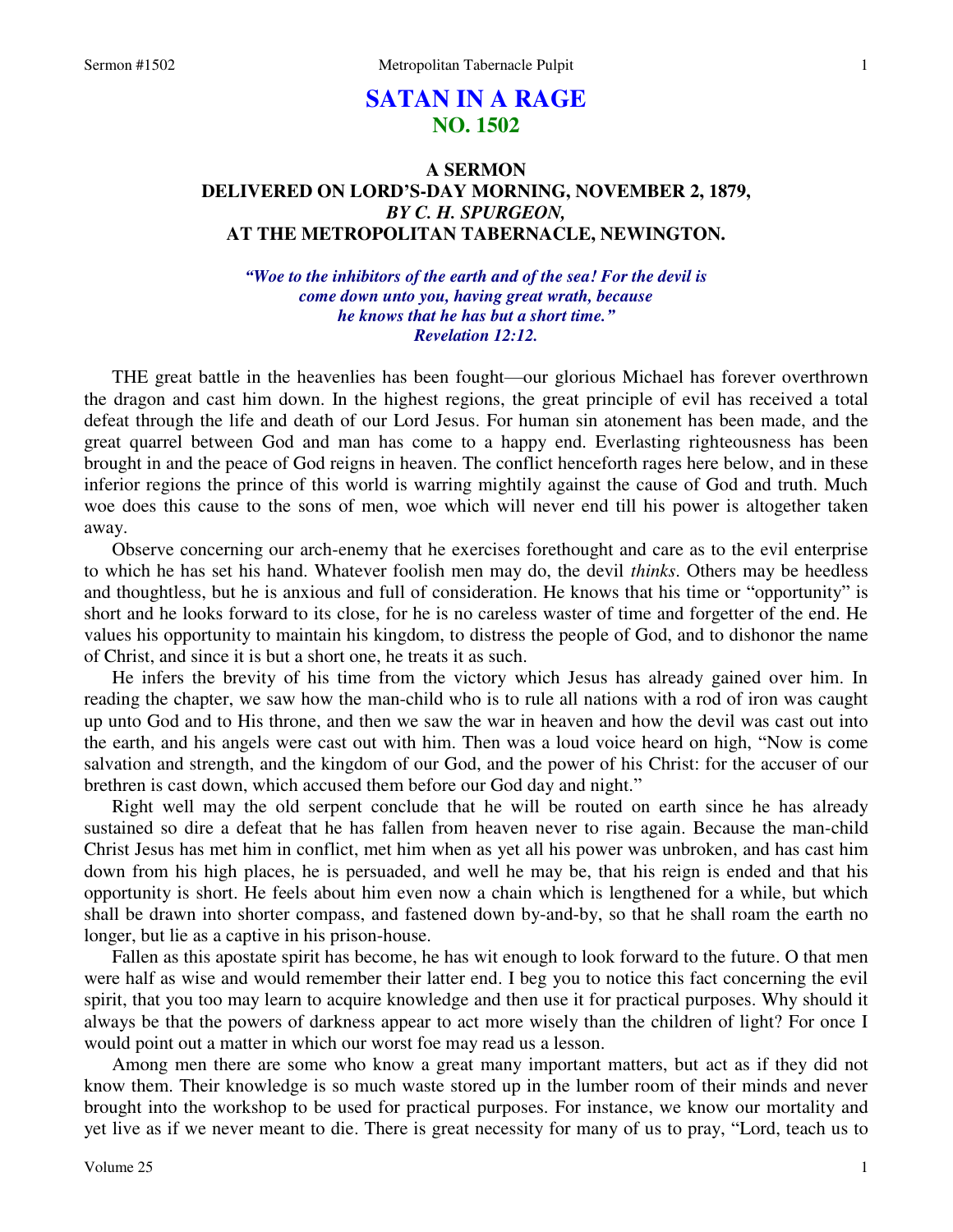# SATAN IN A RAGE
## NO. 1502

### A SERMON
### DELIVERED ON LORD'S-DAY MORNING, NOVEMBER 2, 1879,
### *BY C. H. SPURGEON,*
### AT THE METROPOLITAN TABERNACLE, NEWINGTON.

*"Woe to the inhibitors of the earth and of the sea! For the devil is come down unto you, having great wrath, because he knows that he has but a short time." Revelation 12:12.*

THE great battle in the heavenlies has been fought—our glorious Michael has forever overthrown the dragon and cast him down. In the highest regions, the great principle of evil has received a total defeat through the life and death of our Lord Jesus. For human sin atonement has been made, and the great quarrel between God and man has come to a happy end. Everlasting righteousness has been brought in and the peace of God reigns in heaven. The conflict henceforth rages here below, and in these inferior regions the prince of this world is warring mightily against the cause of God and truth. Much woe does this cause to the sons of men, woe which will never end till his power is altogether taken away.

Observe concerning our arch-enemy that he exercises forethought and care as to the evil enterprise to which he has set his hand. Whatever foolish men may do, the devil *thinks*. Others may be heedless and thoughtless, but he is anxious and full of consideration. He knows that his time or "opportunity" is short and he looks forward to its close, for he is no careless waster of time and forgetter of the end. He values his opportunity to maintain his kingdom, to distress the people of God, and to dishonor the name of Christ, and since it is but a short one, he treats it as such.

He infers the brevity of his time from the victory which Jesus has already gained over him. In reading the chapter, we saw how the man-child who is to rule all nations with a rod of iron was caught up unto God and to His throne, and then we saw the war in heaven and how the devil was cast out into the earth, and his angels were cast out with him. Then was a loud voice heard on high, "Now is come salvation and strength, and the kingdom of our God, and the power of his Christ: for the accuser of our brethren is cast down, which accused them before our God day and night."

Right well may the old serpent conclude that he will be routed on earth since he has already sustained so dire a defeat that he has fallen from heaven never to rise again. Because the man-child Christ Jesus has met him in conflict, met him when as yet all his power was unbroken, and has cast him down from his high places, he is persuaded, and well he may be, that his reign is ended and that his opportunity is short. He feels about him even now a chain which is lengthened for a while, but which shall be drawn into shorter compass, and fastened down by-and-by, so that he shall roam the earth no longer, but lie as a captive in his prison-house.

Fallen as this apostate spirit has become, he has wit enough to look forward to the future. O that men were half as wise and would remember their latter end. I beg you to notice this fact concerning the evil spirit, that you too may learn to acquire knowledge and then use it for practical purposes. Why should it always be that the powers of darkness appear to act more wisely than the children of light? For once I would point out a matter in which our worst foe may read us a lesson.

Among men there are some who know a great many important matters, but act as if they did not know them. Their knowledge is so much waste stored up in the lumber room of their minds and never brought into the workshop to be used for practical purposes. For instance, we know our mortality and yet live as if we never meant to die. There is great necessity for many of us to pray, "Lord, teach us to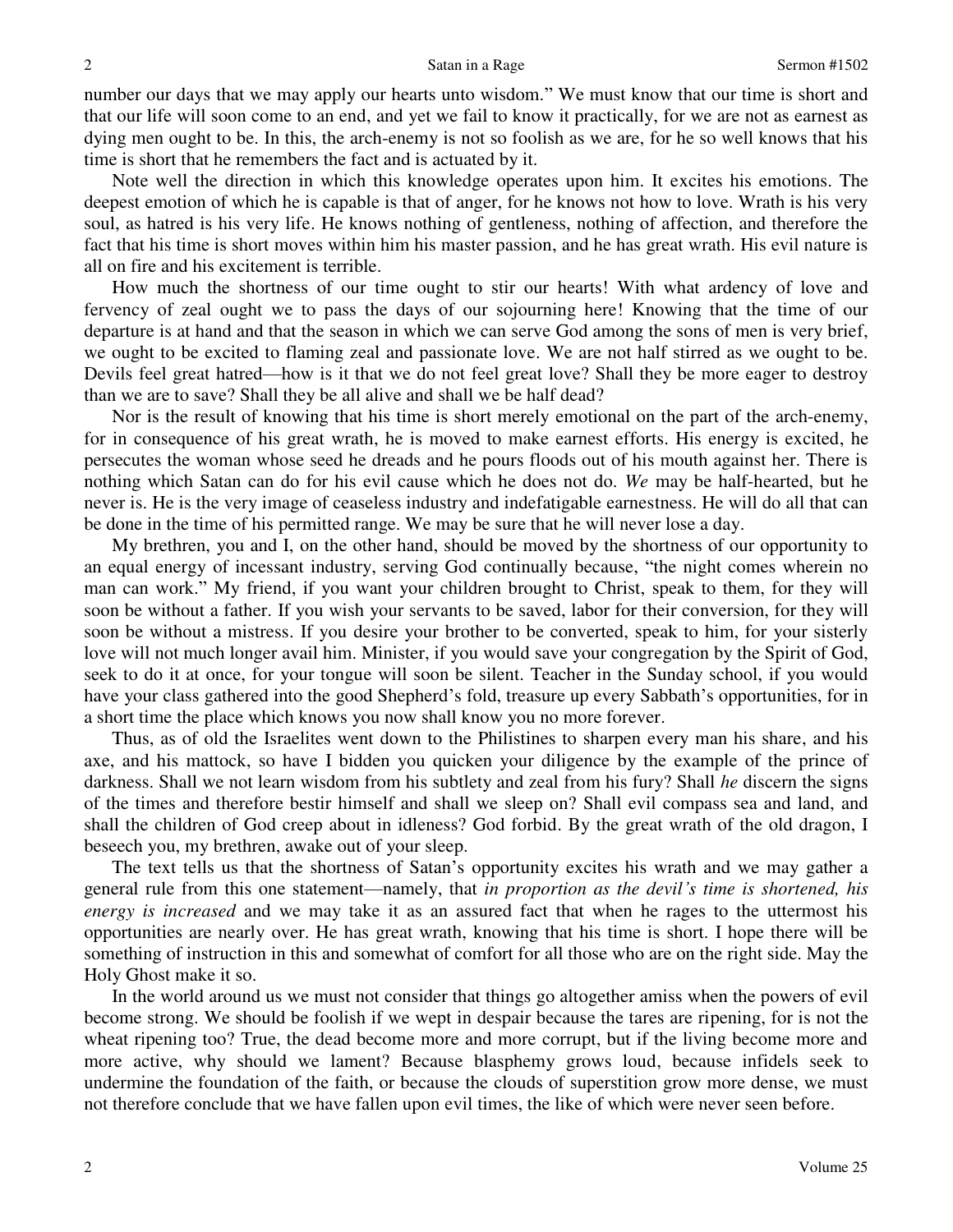number our days that we may apply our hearts unto wisdom." We must know that our time is short and that our life will soon come to an end, and yet we fail to know it practically, for we are not as earnest as dying men ought to be. In this, the arch-enemy is not so foolish as we are, for he so well knows that his time is short that he remembers the fact and is actuated by it.

Note well the direction in which this knowledge operates upon him. It excites his emotions. The deepest emotion of which he is capable is that of anger, for he knows not how to love. Wrath is his very soul, as hatred is his very life. He knows nothing of gentleness, nothing of affection, and therefore the fact that his time is short moves within him his master passion, and he has great wrath. His evil nature is all on fire and his excitement is terrible.

How much the shortness of our time ought to stir our hearts! With what ardency of love and fervency of zeal ought we to pass the days of our sojourning here! Knowing that the time of our departure is at hand and that the season in which we can serve God among the sons of men is very brief, we ought to be excited to flaming zeal and passionate love. We are not half stirred as we ought to be. Devils feel great hatred—how is it that we do not feel great love? Shall they be more eager to destroy than we are to save? Shall they be all alive and shall we be half dead?

Nor is the result of knowing that his time is short merely emotional on the part of the arch-enemy, for in consequence of his great wrath, he is moved to make earnest efforts. His energy is excited, he persecutes the woman whose seed he dreads and he pours floods out of his mouth against her. There is nothing which Satan can do for his evil cause which he does not do. *We* may be half-hearted, but he never is. He is the very image of ceaseless industry and indefatigable earnestness. He will do all that can be done in the time of his permitted range. We may be sure that he will never lose a day.

My brethren, you and I, on the other hand, should be moved by the shortness of our opportunity to an equal energy of incessant industry, serving God continually because, "the night comes wherein no man can work." My friend, if you want your children brought to Christ, speak to them, for they will soon be without a father. If you wish your servants to be saved, labor for their conversion, for they will soon be without a mistress. If you desire your brother to be converted, speak to him, for your sisterly love will not much longer avail him. Minister, if you would save your congregation by the Spirit of God, seek to do it at once, for your tongue will soon be silent. Teacher in the Sunday school, if you would have your class gathered into the good Shepherd's fold, treasure up every Sabbath's opportunities, for in a short time the place which knows you now shall know you no more forever.

Thus, as of old the Israelites went down to the Philistines to sharpen every man his share, and his axe, and his mattock, so have I bidden you quicken your diligence by the example of the prince of darkness. Shall we not learn wisdom from his subtlety and zeal from his fury? Shall *he* discern the signs of the times and therefore bestir himself and shall we sleep on? Shall evil compass sea and land, and shall the children of God creep about in idleness? God forbid. By the great wrath of the old dragon, I beseech you, my brethren, awake out of your sleep.

The text tells us that the shortness of Satan's opportunity excites his wrath and we may gather a general rule from this one statement—namely, that *in proportion as the devil's time is shortened, his energy is increased* and we may take it as an assured fact that when he rages to the uttermost his opportunities are nearly over. He has great wrath, knowing that his time is short. I hope there will be something of instruction in this and somewhat of comfort for all those who are on the right side. May the Holy Ghost make it so.

In the world around us we must not consider that things go altogether amiss when the powers of evil become strong. We should be foolish if we wept in despair because the tares are ripening, for is not the wheat ripening too? True, the dead become more and more corrupt, but if the living become more and more active, why should we lament? Because blasphemy grows loud, because infidels seek to undermine the foundation of the faith, or because the clouds of superstition grow more dense, we must not therefore conclude that we have fallen upon evil times, the like of which were never seen before.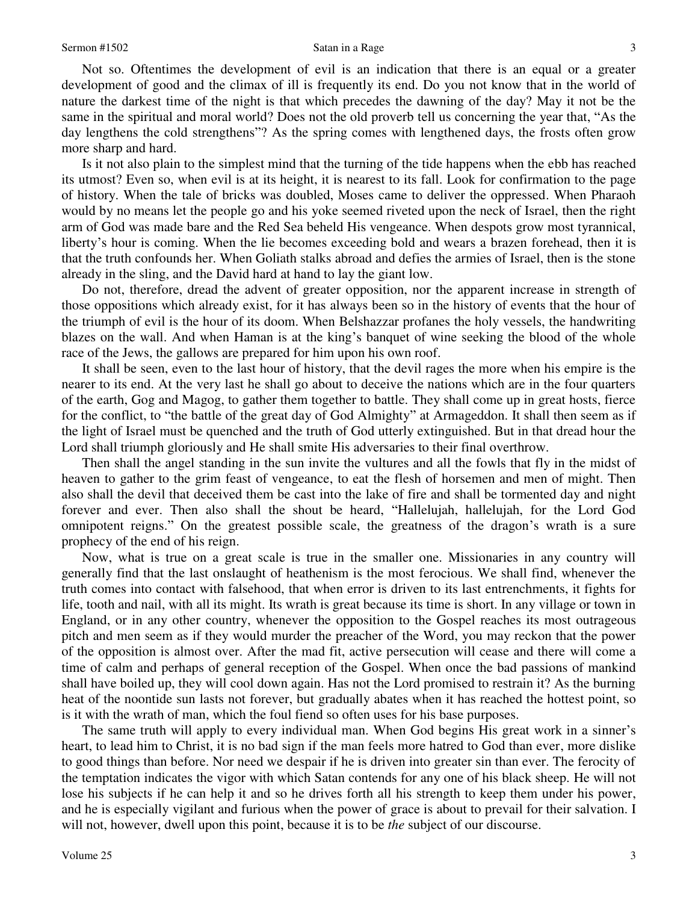Not so. Oftentimes the development of evil is an indication that there is an equal or a greater development of good and the climax of ill is frequently its end. Do you not know that in the world of nature the darkest time of the night is that which precedes the dawning of the day? May it not be the same in the spiritual and moral world? Does not the old proverb tell us concerning the year that, "As the day lengthens the cold strengthens"? As the spring comes with lengthened days, the frosts often grow more sharp and hard.

Is it not also plain to the simplest mind that the turning of the tide happens when the ebb has reached its utmost? Even so, when evil is at its height, it is nearest to its fall. Look for confirmation to the page of history. When the tale of bricks was doubled, Moses came to deliver the oppressed. When Pharaoh would by no means let the people go and his yoke seemed riveted upon the neck of Israel, then the right arm of God was made bare and the Red Sea beheld His vengeance. When despots grow most tyrannical, liberty's hour is coming. When the lie becomes exceeding bold and wears a brazen forehead, then it is that the truth confounds her. When Goliath stalks abroad and defies the armies of Israel, then is the stone already in the sling, and the David hard at hand to lay the giant low.

Do not, therefore, dread the advent of greater opposition, nor the apparent increase in strength of those oppositions which already exist, for it has always been so in the history of events that the hour of the triumph of evil is the hour of its doom. When Belshazzar profanes the holy vessels, the handwriting blazes on the wall. And when Haman is at the king's banquet of wine seeking the blood of the whole race of the Jews, the gallows are prepared for him upon his own roof.

It shall be seen, even to the last hour of history, that the devil rages the more when his empire is the nearer to its end. At the very last he shall go about to deceive the nations which are in the four quarters of the earth, Gog and Magog, to gather them together to battle. They shall come up in great hosts, fierce for the conflict, to "the battle of the great day of God Almighty" at Armageddon. It shall then seem as if the light of Israel must be quenched and the truth of God utterly extinguished. But in that dread hour the Lord shall triumph gloriously and He shall smite His adversaries to their final overthrow.

Then shall the angel standing in the sun invite the vultures and all the fowls that fly in the midst of heaven to gather to the grim feast of vengeance, to eat the flesh of horsemen and men of might. Then also shall the devil that deceived them be cast into the lake of fire and shall be tormented day and night forever and ever. Then also shall the shout be heard, "Hallelujah, hallelujah, for the Lord God omnipotent reigns." On the greatest possible scale, the greatness of the dragon's wrath is a sure prophecy of the end of his reign.

Now, what is true on a great scale is true in the smaller one. Missionaries in any country will generally find that the last onslaught of heathenism is the most ferocious. We shall find, whenever the truth comes into contact with falsehood, that when error is driven to its last entrenchments, it fights for life, tooth and nail, with all its might. Its wrath is great because its time is short. In any village or town in England, or in any other country, whenever the opposition to the Gospel reaches its most outrageous pitch and men seem as if they would murder the preacher of the Word, you may reckon that the power of the opposition is almost over. After the mad fit, active persecution will cease and there will come a time of calm and perhaps of general reception of the Gospel. When once the bad passions of mankind shall have boiled up, they will cool down again. Has not the Lord promised to restrain it? As the burning heat of the noontide sun lasts not forever, but gradually abates when it has reached the hottest point, so is it with the wrath of man, which the foul fiend so often uses for his base purposes.

The same truth will apply to every individual man. When God begins His great work in a sinner's heart, to lead him to Christ, it is no bad sign if the man feels more hatred to God than ever, more dislike to good things than before. Nor need we despair if he is driven into greater sin than ever. The ferocity of the temptation indicates the vigor with which Satan contends for any one of his black sheep. He will not lose his subjects if he can help it and so he drives forth all his strength to keep them under his power, and he is especially vigilant and furious when the power of grace is about to prevail for their salvation. I will not, however, dwell upon this point, because it is to be *the* subject of our discourse.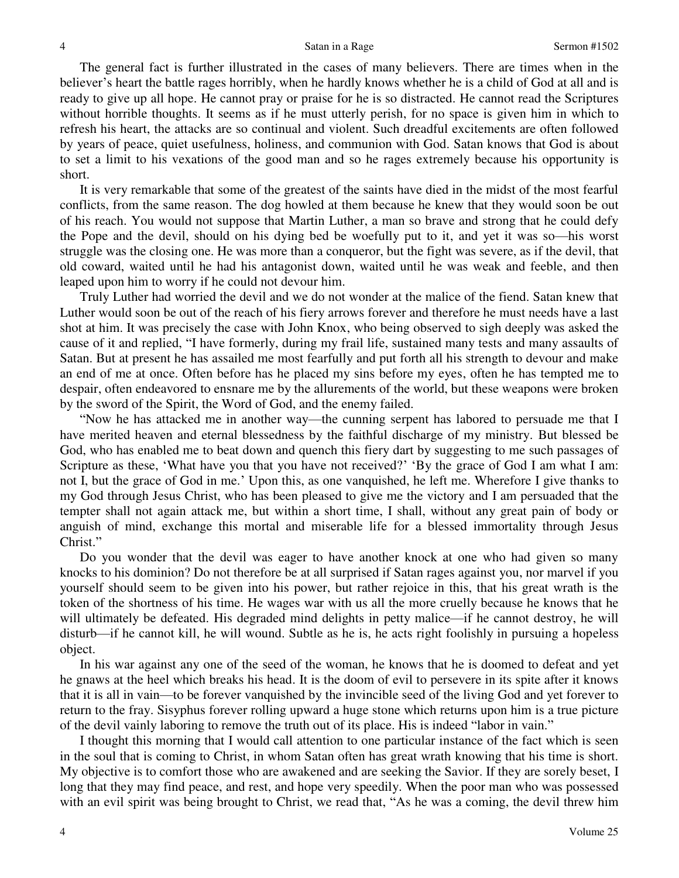The general fact is further illustrated in the cases of many believers. There are times when in the believer's heart the battle rages horribly, when he hardly knows whether he is a child of God at all and is ready to give up all hope. He cannot pray or praise for he is so distracted. He cannot read the Scriptures without horrible thoughts. It seems as if he must utterly perish, for no space is given him in which to refresh his heart, the attacks are so continual and violent. Such dreadful excitements are often followed by years of peace, quiet usefulness, holiness, and communion with God. Satan knows that God is about to set a limit to his vexations of the good man and so he rages extremely because his opportunity is short.

It is very remarkable that some of the greatest of the saints have died in the midst of the most fearful conflicts, from the same reason. The dog howled at them because he knew that they would soon be out of his reach. You would not suppose that Martin Luther, a man so brave and strong that he could defy the Pope and the devil, should on his dying bed be woefully put to it, and yet it was so—his worst struggle was the closing one. He was more than a conqueror, but the fight was severe, as if the devil, that old coward, waited until he had his antagonist down, waited until he was weak and feeble, and then leaped upon him to worry if he could not devour him.

Truly Luther had worried the devil and we do not wonder at the malice of the fiend. Satan knew that Luther would soon be out of the reach of his fiery arrows forever and therefore he must needs have a last shot at him. It was precisely the case with John Knox, who being observed to sigh deeply was asked the cause of it and replied, "I have formerly, during my frail life, sustained many tests and many assaults of Satan. But at present he has assailed me most fearfully and put forth all his strength to devour and make an end of me at once. Often before has he placed my sins before my eyes, often he has tempted me to despair, often endeavored to ensnare me by the allurements of the world, but these weapons were broken by the sword of the Spirit, the Word of God, and the enemy failed.

"Now he has attacked me in another way—the cunning serpent has labored to persuade me that I have merited heaven and eternal blessedness by the faithful discharge of my ministry. But blessed be God, who has enabled me to beat down and quench this fiery dart by suggesting to me such passages of Scripture as these, 'What have you that you have not received?' 'By the grace of God I am what I am: not I, but the grace of God in me.' Upon this, as one vanquished, he left me. Wherefore I give thanks to my God through Jesus Christ, who has been pleased to give me the victory and I am persuaded that the tempter shall not again attack me, but within a short time, I shall, without any great pain of body or anguish of mind, exchange this mortal and miserable life for a blessed immortality through Jesus Christ."

Do you wonder that the devil was eager to have another knock at one who had given so many knocks to his dominion? Do not therefore be at all surprised if Satan rages against you, nor marvel if you yourself should seem to be given into his power, but rather rejoice in this, that his great wrath is the token of the shortness of his time. He wages war with us all the more cruelly because he knows that he will ultimately be defeated. His degraded mind delights in petty malice—if he cannot destroy, he will disturb—if he cannot kill, he will wound. Subtle as he is, he acts right foolishly in pursuing a hopeless object.

In his war against any one of the seed of the woman, he knows that he is doomed to defeat and yet he gnaws at the heel which breaks his head. It is the doom of evil to persevere in its spite after it knows that it is all in vain—to be forever vanquished by the invincible seed of the living God and yet forever to return to the fray. Sisyphus forever rolling upward a huge stone which returns upon him is a true picture of the devil vainly laboring to remove the truth out of its place. His is indeed "labor in vain."

I thought this morning that I would call attention to one particular instance of the fact which is seen in the soul that is coming to Christ, in whom Satan often has great wrath knowing that his time is short. My objective is to comfort those who are awakened and are seeking the Savior. If they are sorely beset, I long that they may find peace, and rest, and hope very speedily. When the poor man who was possessed with an evil spirit was being brought to Christ, we read that, "As he was a coming, the devil threw him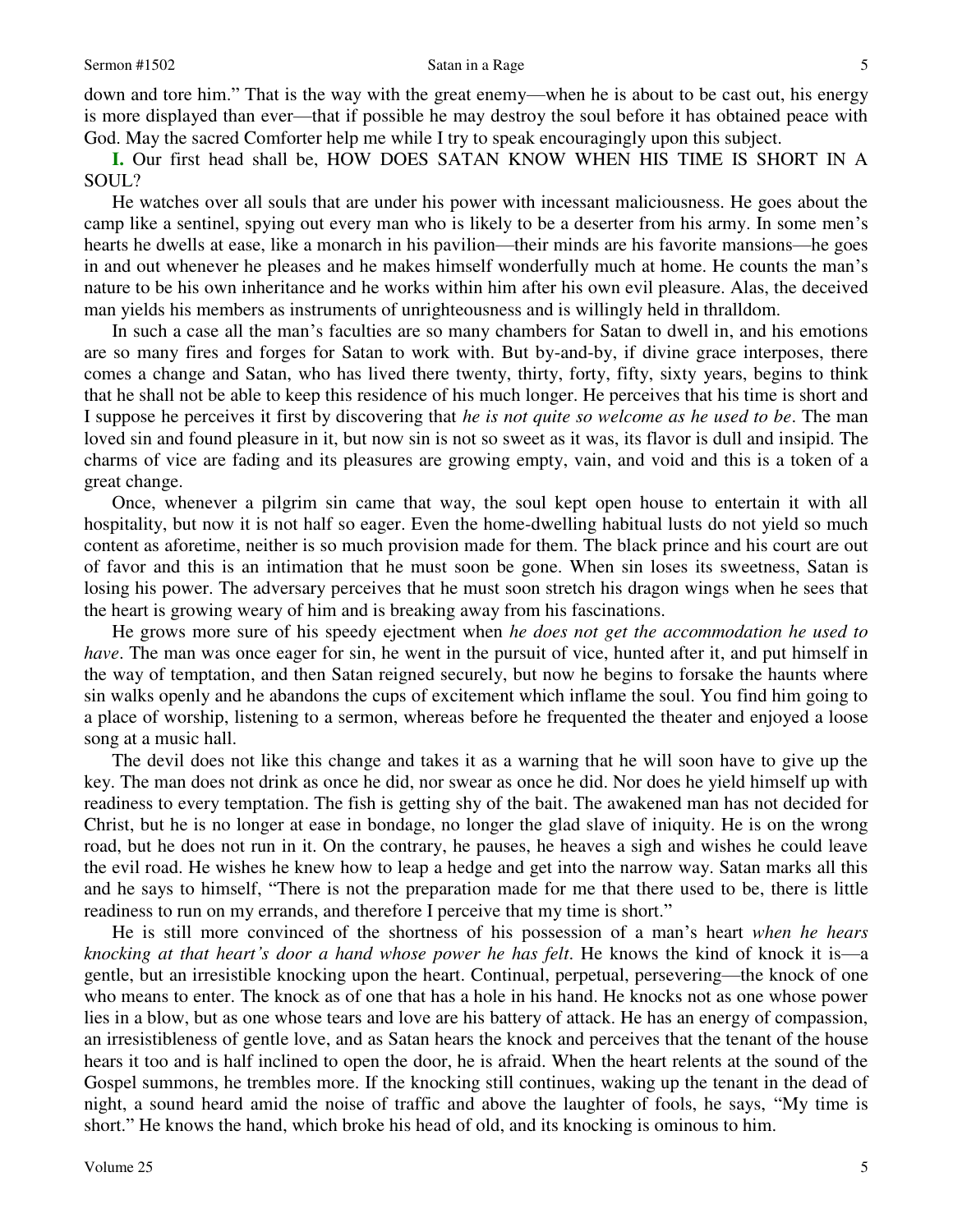down and tore him." That is the way with the great enemy—when he is about to be cast out, his energy is more displayed than ever—that if possible he may destroy the soul before it has obtained peace with God. May the sacred Comforter help me while I try to speak encouragingly upon this subject.

**I.** Our first head shall be, HOW DOES SATAN KNOW WHEN HIS TIME IS SHORT IN A SOUL?

He watches over all souls that are under his power with incessant maliciousness. He goes about the camp like a sentinel, spying out every man who is likely to be a deserter from his army. In some men's hearts he dwells at ease, like a monarch in his pavilion—their minds are his favorite mansions—he goes in and out whenever he pleases and he makes himself wonderfully much at home. He counts the man's nature to be his own inheritance and he works within him after his own evil pleasure. Alas, the deceived man yields his members as instruments of unrighteousness and is willingly held in thralldom.

In such a case all the man's faculties are so many chambers for Satan to dwell in, and his emotions are so many fires and forges for Satan to work with. But by-and-by, if divine grace interposes, there comes a change and Satan, who has lived there twenty, thirty, forty, fifty, sixty years, begins to think that he shall not be able to keep this residence of his much longer. He perceives that his time is short and I suppose he perceives it first by discovering that *he is not quite so welcome as he used to be*. The man loved sin and found pleasure in it, but now sin is not so sweet as it was, its flavor is dull and insipid. The charms of vice are fading and its pleasures are growing empty, vain, and void and this is a token of a great change.

Once, whenever a pilgrim sin came that way, the soul kept open house to entertain it with all hospitality, but now it is not half so eager. Even the home-dwelling habitual lusts do not yield so much content as aforetime, neither is so much provision made for them. The black prince and his court are out of favor and this is an intimation that he must soon be gone. When sin loses its sweetness, Satan is losing his power. The adversary perceives that he must soon stretch his dragon wings when he sees that the heart is growing weary of him and is breaking away from his fascinations.

He grows more sure of his speedy ejectment when *he does not get the accommodation he used to have*. The man was once eager for sin, he went in the pursuit of vice, hunted after it, and put himself in the way of temptation, and then Satan reigned securely, but now he begins to forsake the haunts where sin walks openly and he abandons the cups of excitement which inflame the soul. You find him going to a place of worship, listening to a sermon, whereas before he frequented the theater and enjoyed a loose song at a music hall.

The devil does not like this change and takes it as a warning that he will soon have to give up the key. The man does not drink as once he did, nor swear as once he did. Nor does he yield himself up with readiness to every temptation. The fish is getting shy of the bait. The awakened man has not decided for Christ, but he is no longer at ease in bondage, no longer the glad slave of iniquity. He is on the wrong road, but he does not run in it. On the contrary, he pauses, he heaves a sigh and wishes he could leave the evil road. He wishes he knew how to leap a hedge and get into the narrow way. Satan marks all this and he says to himself, "There is not the preparation made for me that there used to be, there is little readiness to run on my errands, and therefore I perceive that my time is short."

He is still more convinced of the shortness of his possession of a man's heart *when he hears knocking at that heart's door a hand whose power he has felt*. He knows the kind of knock it is—a gentle, but an irresistible knocking upon the heart. Continual, perpetual, persevering—the knock of one who means to enter. The knock as of one that has a hole in his hand. He knocks not as one whose power lies in a blow, but as one whose tears and love are his battery of attack. He has an energy of compassion, an irresistibleness of gentle love, and as Satan hears the knock and perceives that the tenant of the house hears it too and is half inclined to open the door, he is afraid. When the heart relents at the sound of the Gospel summons, he trembles more. If the knocking still continues, waking up the tenant in the dead of night, a sound heard amid the noise of traffic and above the laughter of fools, he says, "My time is short." He knows the hand, which broke his head of old, and its knocking is ominous to him.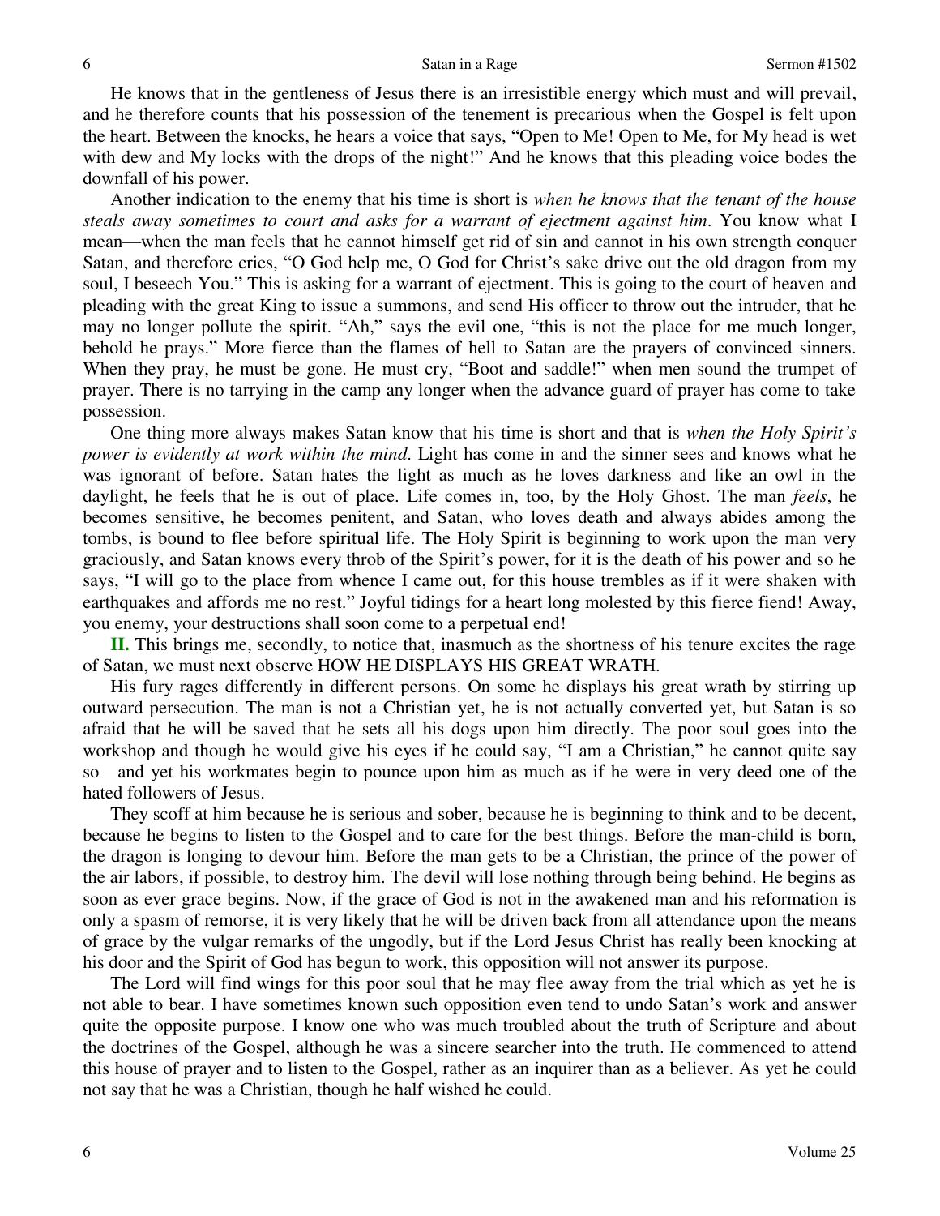He knows that in the gentleness of Jesus there is an irresistible energy which must and will prevail, and he therefore counts that his possession of the tenement is precarious when the Gospel is felt upon the heart. Between the knocks, he hears a voice that says, "Open to Me! Open to Me, for My head is wet with dew and My locks with the drops of the night!" And he knows that this pleading voice bodes the downfall of his power.

Another indication to the enemy that his time is short is *when he knows that the tenant of the house steals away sometimes to court and asks for a warrant of ejectment against him*. You know what I mean—when the man feels that he cannot himself get rid of sin and cannot in his own strength conquer Satan, and therefore cries, "O God help me, O God for Christ's sake drive out the old dragon from my soul, I beseech You." This is asking for a warrant of ejectment. This is going to the court of heaven and pleading with the great King to issue a summons, and send His officer to throw out the intruder, that he may no longer pollute the spirit. "Ah," says the evil one, "this is not the place for me much longer, behold he prays." More fierce than the flames of hell to Satan are the prayers of convinced sinners. When they pray, he must be gone. He must cry, "Boot and saddle!" when men sound the trumpet of prayer. There is no tarrying in the camp any longer when the advance guard of prayer has come to take possession.

One thing more always makes Satan know that his time is short and that is *when the Holy Spirit's power is evidently at work within the mind*. Light has come in and the sinner sees and knows what he was ignorant of before. Satan hates the light as much as he loves darkness and like an owl in the daylight, he feels that he is out of place. Life comes in, too, by the Holy Ghost. The man *feels*, he becomes sensitive, he becomes penitent, and Satan, who loves death and always abides among the tombs, is bound to flee before spiritual life. The Holy Spirit is beginning to work upon the man very graciously, and Satan knows every throb of the Spirit's power, for it is the death of his power and so he says, "I will go to the place from whence I came out, for this house trembles as if it were shaken with earthquakes and affords me no rest." Joyful tidings for a heart long molested by this fierce fiend! Away, you enemy, your destructions shall soon come to a perpetual end!

**II.** This brings me, secondly, to notice that, inasmuch as the shortness of his tenure excites the rage of Satan, we must next observe HOW HE DISPLAYS HIS GREAT WRATH.

His fury rages differently in different persons. On some he displays his great wrath by stirring up outward persecution. The man is not a Christian yet, he is not actually converted yet, but Satan is so afraid that he will be saved that he sets all his dogs upon him directly. The poor soul goes into the workshop and though he would give his eyes if he could say, "I am a Christian," he cannot quite say so—and yet his workmates begin to pounce upon him as much as if he were in very deed one of the hated followers of Jesus.

They scoff at him because he is serious and sober, because he is beginning to think and to be decent, because he begins to listen to the Gospel and to care for the best things. Before the man-child is born, the dragon is longing to devour him. Before the man gets to be a Christian, the prince of the power of the air labors, if possible, to destroy him. The devil will lose nothing through being behind. He begins as soon as ever grace begins. Now, if the grace of God is not in the awakened man and his reformation is only a spasm of remorse, it is very likely that he will be driven back from all attendance upon the means of grace by the vulgar remarks of the ungodly, but if the Lord Jesus Christ has really been knocking at his door and the Spirit of God has begun to work, this opposition will not answer its purpose.

The Lord will find wings for this poor soul that he may flee away from the trial which as yet he is not able to bear. I have sometimes known such opposition even tend to undo Satan's work and answer quite the opposite purpose. I know one who was much troubled about the truth of Scripture and about the doctrines of the Gospel, although he was a sincere searcher into the truth. He commenced to attend this house of prayer and to listen to the Gospel, rather as an inquirer than as a believer. As yet he could not say that he was a Christian, though he half wished he could.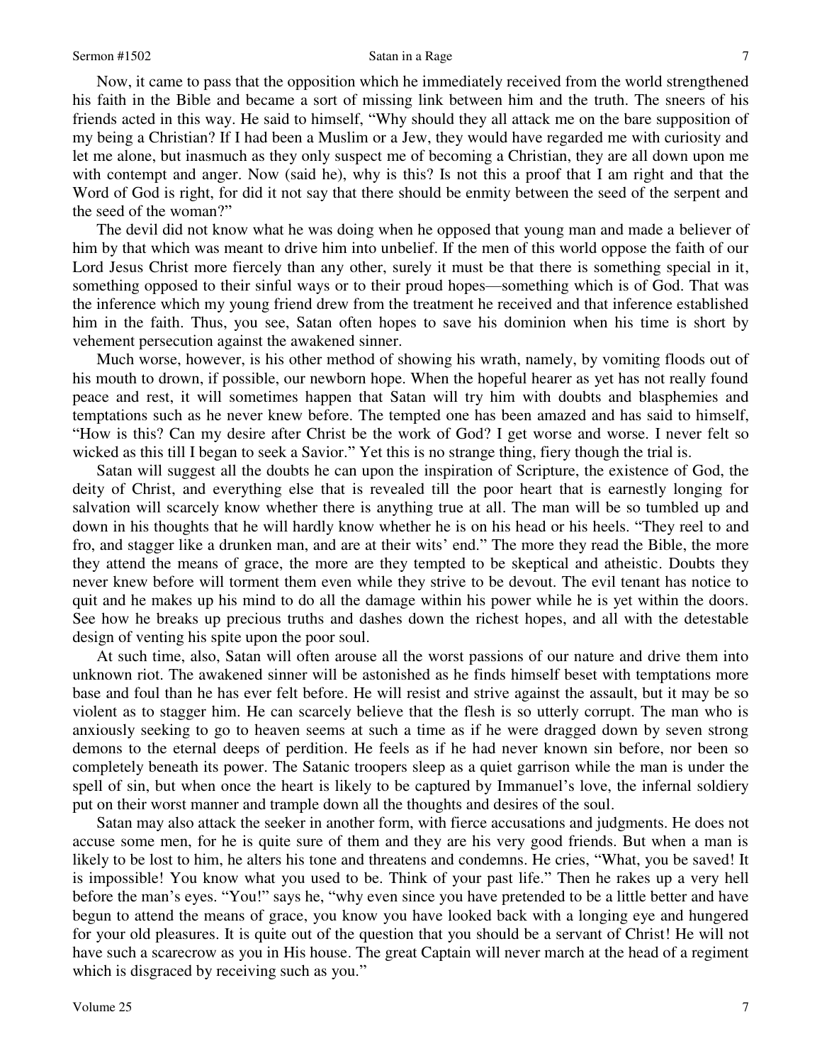Now, it came to pass that the opposition which he immediately received from the world strengthened his faith in the Bible and became a sort of missing link between him and the truth. The sneers of his friends acted in this way. He said to himself, "Why should they all attack me on the bare supposition of my being a Christian? If I had been a Muslim or a Jew, they would have regarded me with curiosity and let me alone, but inasmuch as they only suspect me of becoming a Christian, they are all down upon me with contempt and anger. Now (said he), why is this? Is not this a proof that I am right and that the Word of God is right, for did it not say that there should be enmity between the seed of the serpent and the seed of the woman?"

The devil did not know what he was doing when he opposed that young man and made a believer of him by that which was meant to drive him into unbelief. If the men of this world oppose the faith of our Lord Jesus Christ more fiercely than any other, surely it must be that there is something special in it, something opposed to their sinful ways or to their proud hopes—something which is of God. That was the inference which my young friend drew from the treatment he received and that inference established him in the faith. Thus, you see, Satan often hopes to save his dominion when his time is short by vehement persecution against the awakened sinner.

Much worse, however, is his other method of showing his wrath, namely, by vomiting floods out of his mouth to drown, if possible, our newborn hope. When the hopeful hearer as yet has not really found peace and rest, it will sometimes happen that Satan will try him with doubts and blasphemies and temptations such as he never knew before. The tempted one has been amazed and has said to himself, "How is this? Can my desire after Christ be the work of God? I get worse and worse. I never felt so wicked as this till I began to seek a Savior." Yet this is no strange thing, fiery though the trial is.

Satan will suggest all the doubts he can upon the inspiration of Scripture, the existence of God, the deity of Christ, and everything else that is revealed till the poor heart that is earnestly longing for salvation will scarcely know whether there is anything true at all. The man will be so tumbled up and down in his thoughts that he will hardly know whether he is on his head or his heels. "They reel to and fro, and stagger like a drunken man, and are at their wits' end." The more they read the Bible, the more they attend the means of grace, the more are they tempted to be skeptical and atheistic. Doubts they never knew before will torment them even while they strive to be devout. The evil tenant has notice to quit and he makes up his mind to do all the damage within his power while he is yet within the doors. See how he breaks up precious truths and dashes down the richest hopes, and all with the detestable design of venting his spite upon the poor soul.

At such time, also, Satan will often arouse all the worst passions of our nature and drive them into unknown riot. The awakened sinner will be astonished as he finds himself beset with temptations more base and foul than he has ever felt before. He will resist and strive against the assault, but it may be so violent as to stagger him. He can scarcely believe that the flesh is so utterly corrupt. The man who is anxiously seeking to go to heaven seems at such a time as if he were dragged down by seven strong demons to the eternal deeps of perdition. He feels as if he had never known sin before, nor been so completely beneath its power. The Satanic troopers sleep as a quiet garrison while the man is under the spell of sin, but when once the heart is likely to be captured by Immanuel's love, the infernal soldiery put on their worst manner and trample down all the thoughts and desires of the soul.

Satan may also attack the seeker in another form, with fierce accusations and judgments. He does not accuse some men, for he is quite sure of them and they are his very good friends. But when a man is likely to be lost to him, he alters his tone and threatens and condemns. He cries, "What, you be saved! It is impossible! You know what you used to be. Think of your past life." Then he rakes up a very hell before the man's eyes. "You!" says he, "why even since you have pretended to be a little better and have begun to attend the means of grace, you know you have looked back with a longing eye and hungered for your old pleasures. It is quite out of the question that you should be a servant of Christ! He will not have such a scarecrow as you in His house. The great Captain will never march at the head of a regiment which is disgraced by receiving such as you."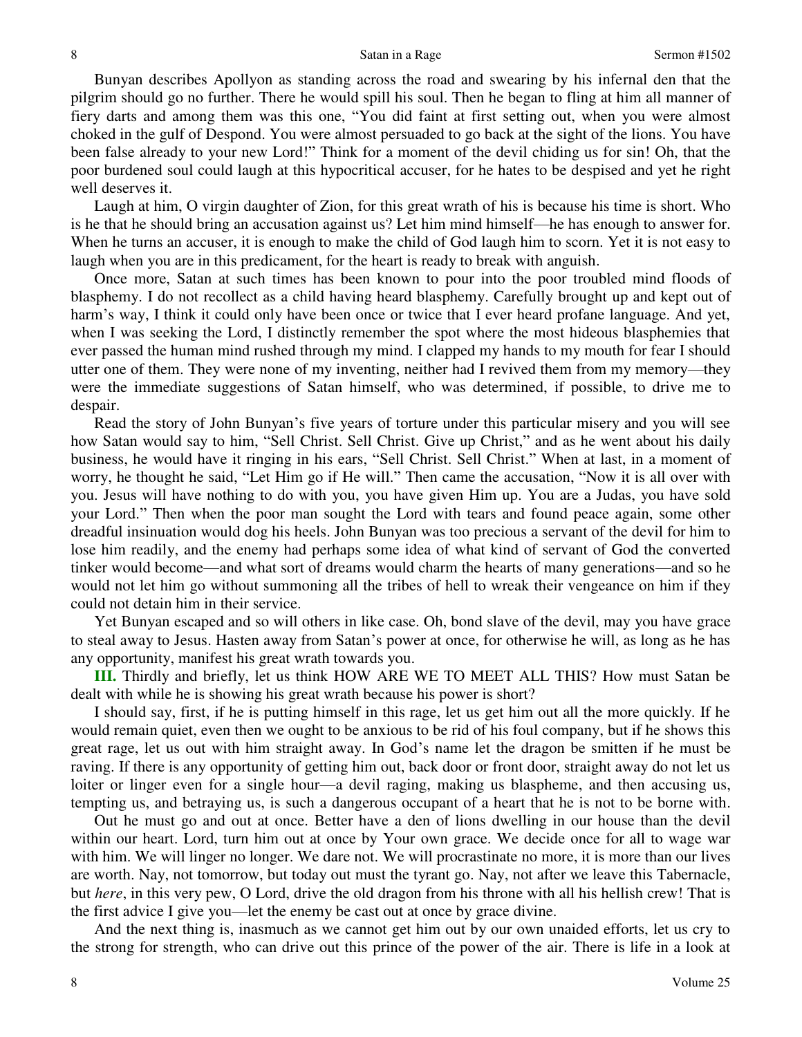Bunyan describes Apollyon as standing across the road and swearing by his infernal den that the pilgrim should go no further. There he would spill his soul. Then he began to fling at him all manner of fiery darts and among them was this one, "You did faint at first setting out, when you were almost choked in the gulf of Despond. You were almost persuaded to go back at the sight of the lions. You have been false already to your new Lord!" Think for a moment of the devil chiding us for sin! Oh, that the poor burdened soul could laugh at this hypocritical accuser, for he hates to be despised and yet he right well deserves it.

Laugh at him, O virgin daughter of Zion, for this great wrath of his is because his time is short. Who is he that he should bring an accusation against us? Let him mind himself—he has enough to answer for. When he turns an accuser, it is enough to make the child of God laugh him to scorn. Yet it is not easy to laugh when you are in this predicament, for the heart is ready to break with anguish.

Once more, Satan at such times has been known to pour into the poor troubled mind floods of blasphemy. I do not recollect as a child having heard blasphemy. Carefully brought up and kept out of harm's way, I think it could only have been once or twice that I ever heard profane language. And yet, when I was seeking the Lord, I distinctly remember the spot where the most hideous blasphemies that ever passed the human mind rushed through my mind. I clapped my hands to my mouth for fear I should utter one of them. They were none of my inventing, neither had I revived them from my memory—they were the immediate suggestions of Satan himself, who was determined, if possible, to drive me to despair.

Read the story of John Bunyan's five years of torture under this particular misery and you will see how Satan would say to him, "Sell Christ. Sell Christ. Give up Christ," and as he went about his daily business, he would have it ringing in his ears, "Sell Christ. Sell Christ." When at last, in a moment of worry, he thought he said, "Let Him go if He will." Then came the accusation, "Now it is all over with you. Jesus will have nothing to do with you, you have given Him up. You are a Judas, you have sold your Lord." Then when the poor man sought the Lord with tears and found peace again, some other dreadful insinuation would dog his heels. John Bunyan was too precious a servant of the devil for him to lose him readily, and the enemy had perhaps some idea of what kind of servant of God the converted tinker would become—and what sort of dreams would charm the hearts of many generations—and so he would not let him go without summoning all the tribes of hell to wreak their vengeance on him if they could not detain him in their service.

Yet Bunyan escaped and so will others in like case. Oh, bond slave of the devil, may you have grace to steal away to Jesus. Hasten away from Satan's power at once, for otherwise he will, as long as he has any opportunity, manifest his great wrath towards you.

**III.** Thirdly and briefly, let us think HOW ARE WE TO MEET ALL THIS? How must Satan be dealt with while he is showing his great wrath because his power is short?

I should say, first, if he is putting himself in this rage, let us get him out all the more quickly. If he would remain quiet, even then we ought to be anxious to be rid of his foul company, but if he shows this great rage, let us out with him straight away. In God's name let the dragon be smitten if he must be raving. If there is any opportunity of getting him out, back door or front door, straight away do not let us loiter or linger even for a single hour—a devil raging, making us blaspheme, and then accusing us, tempting us, and betraying us, is such a dangerous occupant of a heart that he is not to be borne with.

Out he must go and out at once. Better have a den of lions dwelling in our house than the devil within our heart. Lord, turn him out at once by Your own grace. We decide once for all to wage war with him. We will linger no longer. We dare not. We will procrastinate no more, it is more than our lives are worth. Nay, not tomorrow, but today out must the tyrant go. Nay, not after we leave this Tabernacle, but *here*, in this very pew, O Lord, drive the old dragon from his throne with all his hellish crew! That is the first advice I give you—let the enemy be cast out at once by grace divine.

And the next thing is, inasmuch as we cannot get him out by our own unaided efforts, let us cry to the strong for strength, who can drive out this prince of the power of the air. There is life in a look at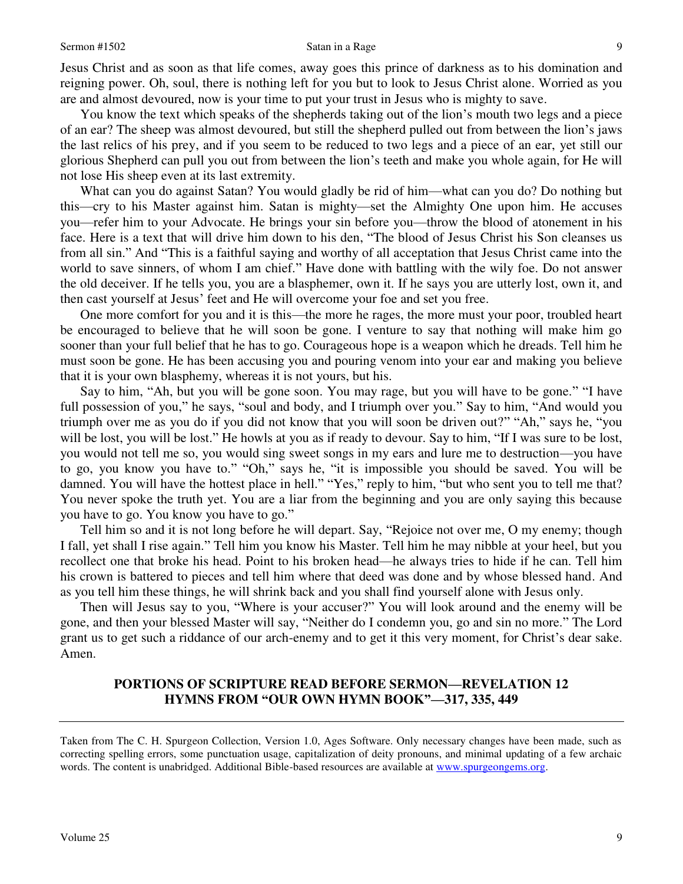Jesus Christ and as soon as that life comes, away goes this prince of darkness as to his domination and reigning power. Oh, soul, there is nothing left for you but to look to Jesus Christ alone. Worried as you are and almost devoured, now is your time to put your trust in Jesus who is mighty to save.

You know the text which speaks of the shepherds taking out of the lion's mouth two legs and a piece of an ear? The sheep was almost devoured, but still the shepherd pulled out from between the lion's jaws the last relics of his prey, and if you seem to be reduced to two legs and a piece of an ear, yet still our glorious Shepherd can pull you out from between the lion's teeth and make you whole again, for He will not lose His sheep even at its last extremity.

What can you do against Satan? You would gladly be rid of him—what can you do? Do nothing but this—cry to his Master against him. Satan is mighty—set the Almighty One upon him. He accuses you—refer him to your Advocate. He brings your sin before you—throw the blood of atonement in his face. Here is a text that will drive him down to his den, "The blood of Jesus Christ his Son cleanses us from all sin." And "This is a faithful saying and worthy of all acceptation that Jesus Christ came into the world to save sinners, of whom I am chief." Have done with battling with the wily foe. Do not answer the old deceiver. If he tells you, you are a blasphemer, own it. If he says you are utterly lost, own it, and then cast yourself at Jesus' feet and He will overcome your foe and set you free.

One more comfort for you and it is this—the more he rages, the more must your poor, troubled heart be encouraged to believe that he will soon be gone. I venture to say that nothing will make him go sooner than your full belief that he has to go. Courageous hope is a weapon which he dreads. Tell him he must soon be gone. He has been accusing you and pouring venom into your ear and making you believe that it is your own blasphemy, whereas it is not yours, but his.

Say to him, "Ah, but you will be gone soon. You may rage, but you will have to be gone." "I have full possession of you," he says, "soul and body, and I triumph over you." Say to him, "And would you triumph over me as you do if you did not know that you will soon be driven out?" "Ah," says he, "you will be lost, you will be lost." He howls at you as if ready to devour. Say to him, "If I was sure to be lost, you would not tell me so, you would sing sweet songs in my ears and lure me to destruction—you have to go, you know you have to." "Oh," says he, "it is impossible you should be saved. You will be damned. You will have the hottest place in hell." "Yes," reply to him, "but who sent you to tell me that? You never spoke the truth yet. You are a liar from the beginning and you are only saying this because you have to go. You know you have to go."

Tell him so and it is not long before he will depart. Say, "Rejoice not over me, O my enemy; though I fall, yet shall I rise again." Tell him you know his Master. Tell him he may nibble at your heel, but you recollect one that broke his head. Point to his broken head—he always tries to hide if he can. Tell him his crown is battered to pieces and tell him where that deed was done and by whose blessed hand. And as you tell him these things, he will shrink back and you shall find yourself alone with Jesus only.

Then will Jesus say to you, "Where is your accuser?" You will look around and the enemy will be gone, and then your blessed Master will say, "Neither do I condemn you, go and sin no more." The Lord grant us to get such a riddance of our arch-enemy and to get it this very moment, for Christ's dear sake. Amen.

## PORTIONS OF SCRIPTURE READ BEFORE SERMON—REVELATION 12
## HYMNS FROM "OUR OWN HYMN BOOK"—317, 335, 449

---

Taken from The C. H. Spurgeon Collection, Version 1.0, Ages Software. Only necessary changes have been made, such as correcting spelling errors, some punctuation usage, capitalization of deity pronouns, and minimal updating of a few archaic words. The content is unabridged. Additional Bible-based resources are available at www.spurgeongems.org.